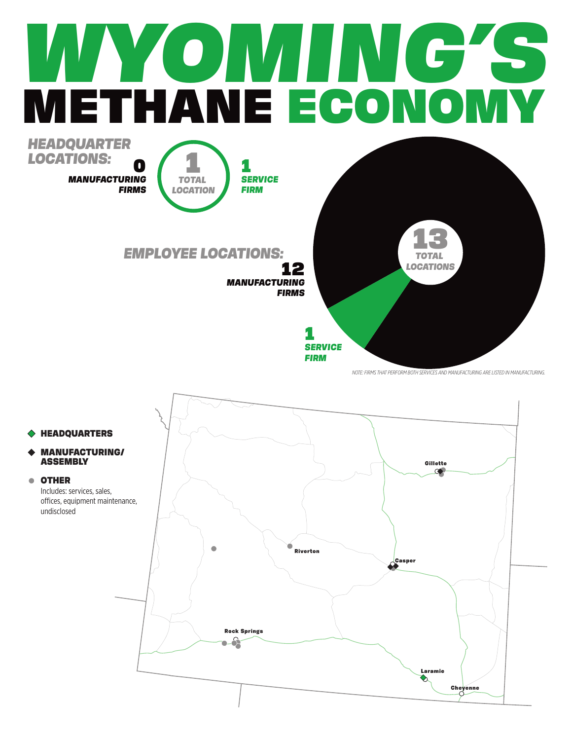# WYOMING'S METHANE ECONOMY

## HEADQUARTER LOCATIONS:

**0** MANUFACTURING FIRMS

**1** TOTAL LOCATION

**1** SERVICE FIRM

## EMPLOYEE LOCATIONS:

**12** MANUFACTURING FIRMS

**13** TOTAL LOCATIONS

**1** SERVICE FIRM

*NOTE: FIRMS THAT PERFORM BOTH SERVICES AND MANUFACTURING ARE LISTED IN MANUFACTURING.*

- **HEADQUARTERS**
- **MANUFACTURING/ ASSEMBLY**
- **OTHER**
  Includes: services, sales, offices, equipment maintenance, undisclosed

Gillette

Riverton

Casper

Rock Springs

Laramie

Cheyenne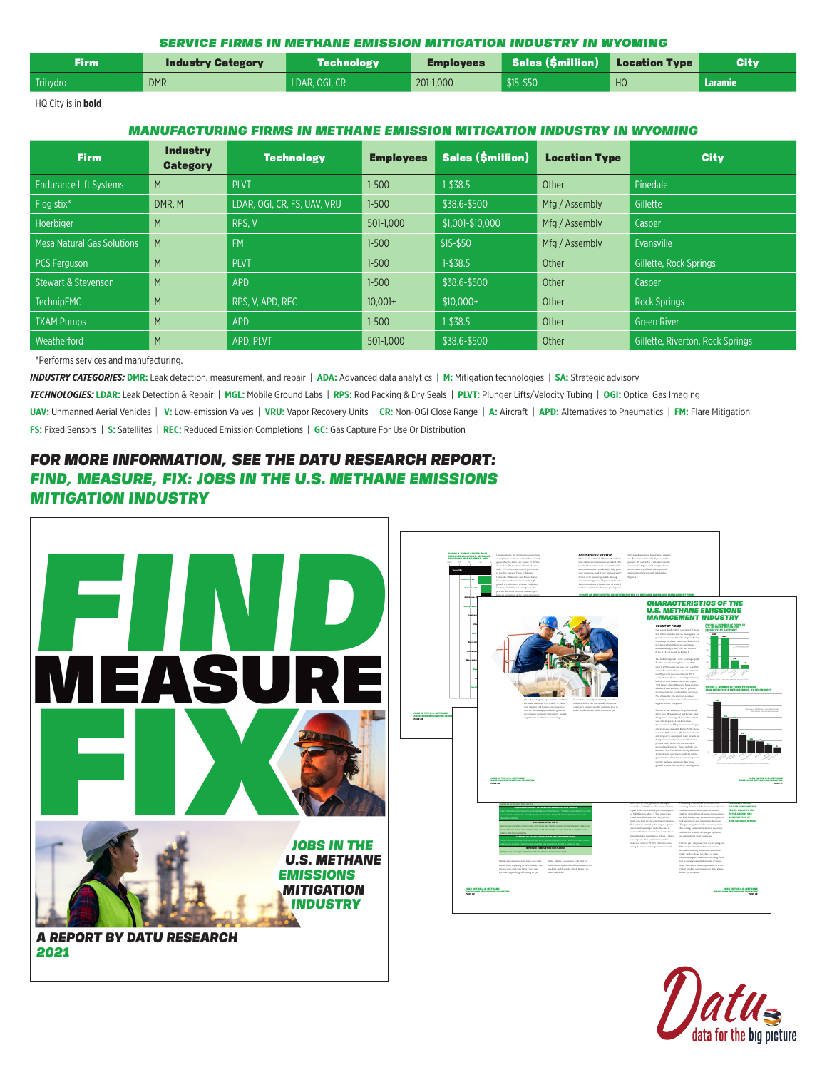## SERVICE FIRMS IN METHANE EMISSION MITIGATION INDUSTRY IN WYOMING

| Firm | Industry Category | Technology | Employees | Sales ($million) | Location Type | City |
|---|---|---|---|---|---|---|
| Trihydro | DMR | LDAR, OGI, CR | 201-1,000 | $15-$50 | HQ | **Laramie** |

HQ City is in **bold**

## MANUFACTURING FIRMS IN METHANE EMISSION MITIGATION INDUSTRY IN WYOMING

| Firm | Industry Category | Technology | Employees | Sales ($million) | Location Type | City |
|---|---|---|---|---|---|---|
| Endurance Lift Systems | M | PLVT | 1-500 | 1-$38.5 | Other | Pinedale |
| Flogistix* | DMR, M | LDAR, OGI, CR, FS, UAV, VRU | 1-500 | $38.6-$500 | Mfg / Assembly | Gillette |
| Hoerbiger | M | RPS, V | 501-1,000 | $1,001-$10,000 | Mfg / Assembly | Casper |
| Mesa Natural Gas Solutions | M | FM | 1-500 | $15-$50 | Mfg / Assembly | Evansville |
| PCS Ferguson | M | PLVT | 1-500 | 1-$38.5 | Other | Gillette, Rock Springs |
| Stewart & Stevenson | M | APD | 1-500 | $38.6-$500 | Other | Casper |
| TechnipFMC | M | RPS, V, APD, REC | 10,001+ | $10,000+ | Other | Rock Springs |
| TXAM Pumps | M | APD | 1-500 | 1-$38.5 | Other | Green River |
| Weatherford | M | APD, PLVT | 501-1,000 | $38.6-$500 | Other | Gillette, Riverton, Rock Springs |

*Performs services and manufacturing.

***INDUSTRY CATEGORIES:*** **DMR:** Leak detection, measurement, and repair | **ADA:** Advanced data analytics | **M:** Mitigation technologies | **SA:** Strategic advisory

***TECHNOLOGIES:*** **LDAR:** Leak Detection & Repair | **MGL:** Mobile Ground Labs | **RPS:** Rod Packing & Dry Seals | **PLVT:** Plunger Lifts/Velocity Tubing | **OGI:** Optical Gas Imaging | **UAV:** Unmanned Aerial Vehicles | **V:** Low-emission Valves | **VRU:** Vapor Recovery Units | **CR:** Non-OGI Close Range | **A:** Aircraft | **APD:** Alternatives to Pneumatics | **FM:** Flare Mitigation | **FS:** Fixed Sensors | **S:** Satellites | **REC:** Reduced Emission Completions | **GC:** Gas Capture For Use Or Distribution

## FOR MORE INFORMATION, SEE THE DATU RESEARCH REPORT: *FIND, MEASURE, FIX: JOBS IN THE U.S. METHANE EMISSIONS MITIGATION INDUSTRY*

FIND MEASURE FIX

JOBS IN THE U.S. METHANE EMISSIONS MITIGATION INDUSTRY

A REPORT BY DATU RESEARCH 2021

Datu data for the big picture